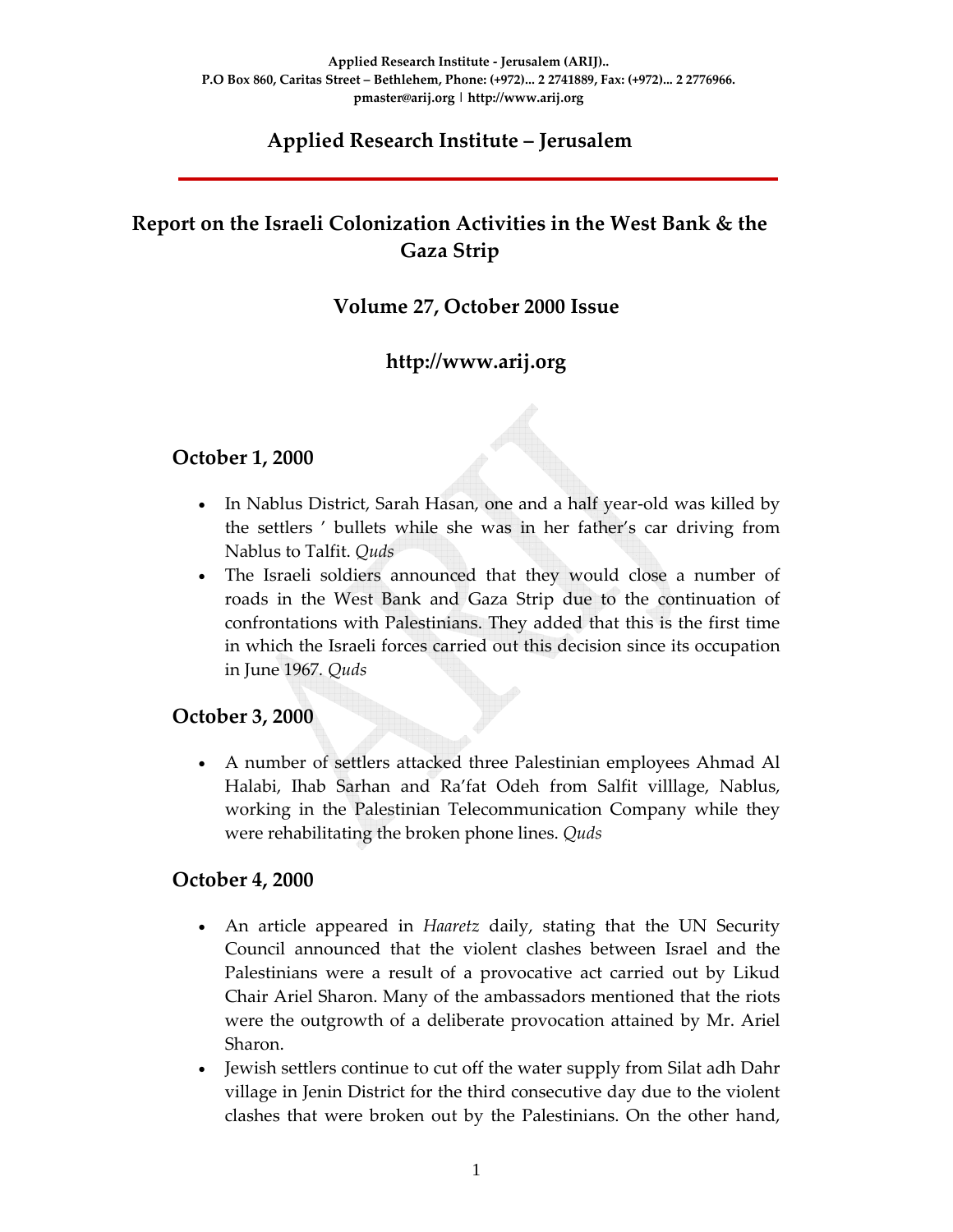Applied Research Institute - Jerusalem (ARIJ)..
P.O Box 860, Caritas Street – Bethlehem, Phone: (+972)... 2 2741889, Fax: (+972)... 2 2776966.
pmaster@arij.org | http://www.arij.org

# Applied Research Institute – Jerusalem

## Report on the Israeli Colonization Activities in the West Bank & the Gaza Strip

### Volume 27, October 2000 Issue

### http://www.arij.org

## October 1, 2000

- In Nablus District, Sarah Hasan, one and a half year-old was killed by the settlers ' bullets while she was in her father's car driving from Nablus to Talfit. *Quds*
- The Israeli soldiers announced that they would close a number of roads in the West Bank and Gaza Strip due to the continuation of confrontations with Palestinians. They added that this is the first time in which the Israeli forces carried out this decision since its occupation in June 1967. *Quds*

## October 3, 2000

- A number of settlers attacked three Palestinian employees Ahmad Al Halabi, Ihab Sarhan and Ra'fat Odeh from Salfit villlage, Nablus, working in the Palestinian Telecommunication Company while they were rehabilitating the broken phone lines. *Quds*

## October 4, 2000

- An article appeared in *Haaretz* daily, stating that the UN Security Council announced that the violent clashes between Israel and the Palestinians were a result of a provocative act carried out by Likud Chair Ariel Sharon. Many of the ambassadors mentioned that the riots were the outgrowth of a deliberate provocation attained by Mr. Ariel Sharon.
- Jewish settlers continue to cut off the water supply from Silat adh Dahr village in Jenin District for the third consecutive day due to the violent clashes that were broken out by the Palestinians. On the other hand,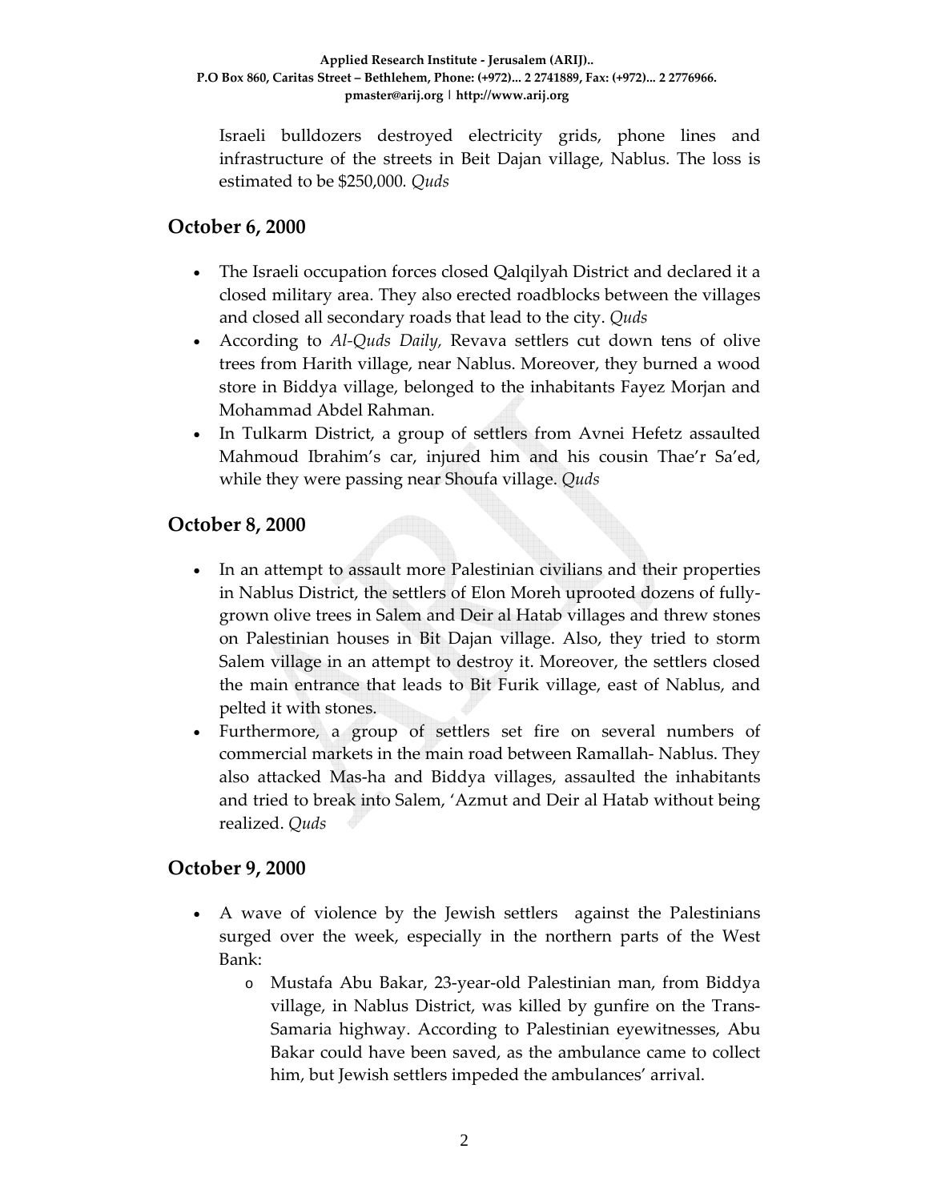Israeli bulldozers destroyed electricity grids, phone lines and infrastructure of the streets in Beit Dajan village, Nablus. The loss is estimated to be $250,000. *Quds*

## October 6, 2000

- The Israeli occupation forces closed Qalqilyah District and declared it a closed military area. They also erected roadblocks between the villages and closed all secondary roads that lead to the city. *Quds*
- According to *Al-Quds Daily*, Revava settlers cut down tens of olive trees from Harith village, near Nablus. Moreover, they burned a wood store in Biddya village, belonged to the inhabitants Fayez Morjan and Mohammad Abdel Rahman.
- In Tulkarm District, a group of settlers from Avnei Hefetz assaulted Mahmoud Ibrahim's car, injured him and his cousin Thae'r Sa'ed, while they were passing near Shoufa village. *Quds*

## October 8, 2000

- In an attempt to assault more Palestinian civilians and their properties in Nablus District, the settlers of Elon Moreh uprooted dozens of fully-grown olive trees in Salem and Deir al Hatab villages and threw stones on Palestinian houses in Bit Dajan village. Also, they tried to storm Salem village in an attempt to destroy it. Moreover, the settlers closed the main entrance that leads to Bit Furik village, east of Nablus, and pelted it with stones.
- Furthermore, a group of settlers set fire on several numbers of commercial markets in the main road between Ramallah- Nablus. They also attacked Mas-ha and Biddya villages, assaulted the inhabitants and tried to break into Salem, 'Azmut and Deir al Hatab without being realized. *Quds*

## October 9, 2000

- A wave of violence by the Jewish settlers against the Palestinians surged over the week, especially in the northern parts of the West Bank:
    - Mustafa Abu Bakar, 23-year-old Palestinian man, from Biddya village, in Nablus District, was killed by gunfire on the Trans-Samaria highway. According to Palestinian eyewitnesses, Abu Bakar could have been saved, as the ambulance came to collect him, but Jewish settlers impeded the ambulances' arrival.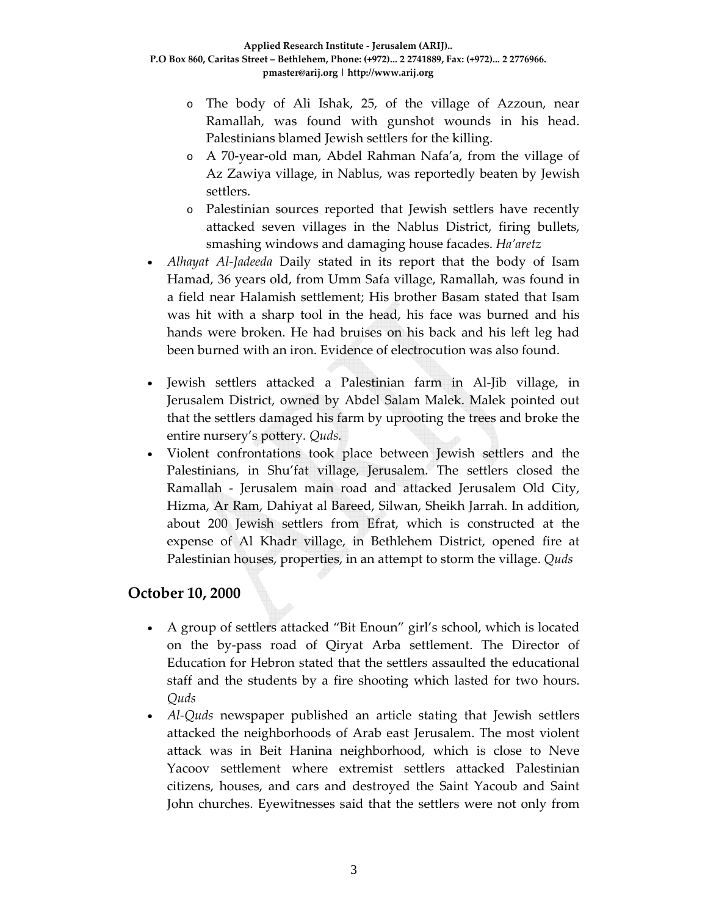- The body of Ali Ishak, 25, of the village of Azzoun, near Ramallah, was found with gunshot wounds in his head. Palestinians blamed Jewish settlers for the killing.
    - A 70-year-old man, Abdel Rahman Nafa'a, from the village of Az Zawiya village, in Nablus, was reportedly beaten by Jewish settlers.
    - Palestinian sources reported that Jewish settlers have recently attacked seven villages in the Nablus District, firing bullets, smashing windows and damaging house facades. *Ha'aretz*
- *Alhayat Al-Jadeeda* Daily stated in its report that the body of Isam Hamad, 36 years old, from Umm Safa village, Ramallah, was found in a field near Halamish settlement; His brother Basam stated that Isam was hit with a sharp tool in the head, his face was burned and his hands were broken. He had bruises on his back and his left leg had been burned with an iron. Evidence of electrocution was also found.

- Jewish settlers attacked a Palestinian farm in Al-Jib village, in Jerusalem District, owned by Abdel Salam Malek. Malek pointed out that the settlers damaged his farm by uprooting the trees and broke the entire nursery's pottery. *Quds.*
- Violent confrontations took place between Jewish settlers and the Palestinians, in Shu'fat village, Jerusalem. The settlers closed the Ramallah - Jerusalem main road and attacked Jerusalem Old City, Hizma, Ar Ram, Dahiyat al Bareed, Silwan, Sheikh Jarrah. In addition, about 200 Jewish settlers from Efrat, which is constructed at the expense of Al Khadr village, in Bethlehem District, opened fire at Palestinian houses, properties, in an attempt to storm the village. *Quds*

## October 10, 2000

- A group of settlers attacked "Bit Enoun" girl's school, which is located on the by-pass road of Qiryat Arba settlement. The Director of Education for Hebron stated that the settlers assaulted the educational staff and the students by a fire shooting which lasted for two hours. *Quds*
- *Al-Quds* newspaper published an article stating that Jewish settlers attacked the neighborhoods of Arab east Jerusalem. The most violent attack was in Beit Hanina neighborhood, which is close to Neve Yacoov settlement where extremist settlers attacked Palestinian citizens, houses, and cars and destroyed the Saint Yacoub and Saint John churches. Eyewitnesses said that the settlers were not only from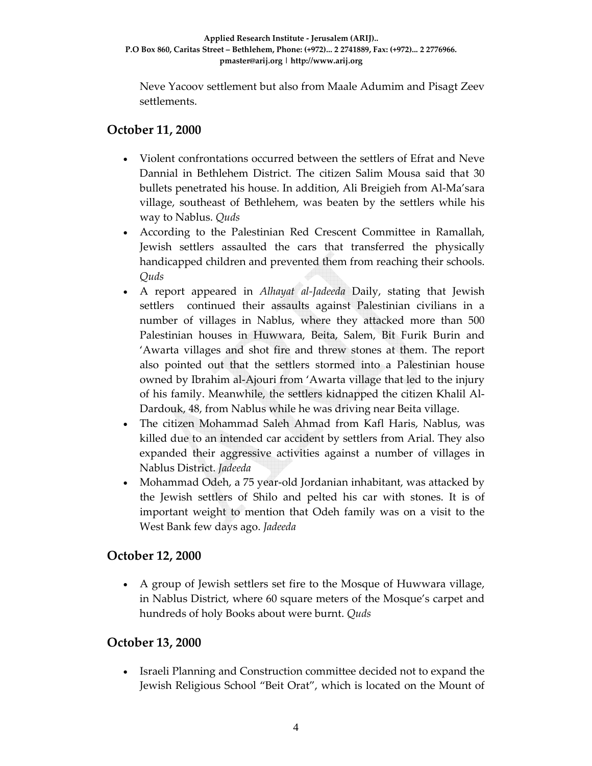Neve Yacoov settlement but also from Maale Adumim and Pisagt Zeev settlements.

## October 11, 2000

- Violent confrontations occurred between the settlers of Efrat and Neve Dannial in Bethlehem District. The citizen Salim Mousa said that 30 bullets penetrated his house. In addition, Ali Breigieh from Al-Ma'sara village, southeast of Bethlehem, was beaten by the settlers while his way to Nablus. *Quds*
- According to the Palestinian Red Crescent Committee in Ramallah, Jewish settlers assaulted the cars that transferred the physically handicapped children and prevented them from reaching their schools. *Quds*
- A report appeared in *Alhayat al-Jadeeda* Daily, stating that Jewish settlers continued their assaults against Palestinian civilians in a number of villages in Nablus, where they attacked more than 500 Palestinian houses in Huwwara, Beita, Salem, Bit Furik Burin and 'Awarta villages and shot fire and threw stones at them. The report also pointed out that the settlers stormed into a Palestinian house owned by Ibrahim al-Ajouri from 'Awarta village that led to the injury of his family. Meanwhile, the settlers kidnapped the citizen Khalil Al-Dardouk, 48, from Nablus while he was driving near Beita village.
- The citizen Mohammad Saleh Ahmad from Kafl Haris, Nablus, was killed due to an intended car accident by settlers from Arial. They also expanded their aggressive activities against a number of villages in Nablus District. *Jadeeda*
- Mohammad Odeh, a 75 year-old Jordanian inhabitant, was attacked by the Jewish settlers of Shilo and pelted his car with stones. It is of important weight to mention that Odeh family was on a visit to the West Bank few days ago. *Jadeeda*

## October 12, 2000

- A group of Jewish settlers set fire to the Mosque of Huwwara village, in Nablus District, where 60 square meters of the Mosque's carpet and hundreds of holy Books about were burnt. *Quds*

## October 13, 2000

- Israeli Planning and Construction committee decided not to expand the Jewish Religious School "Beit Orat", which is located on the Mount of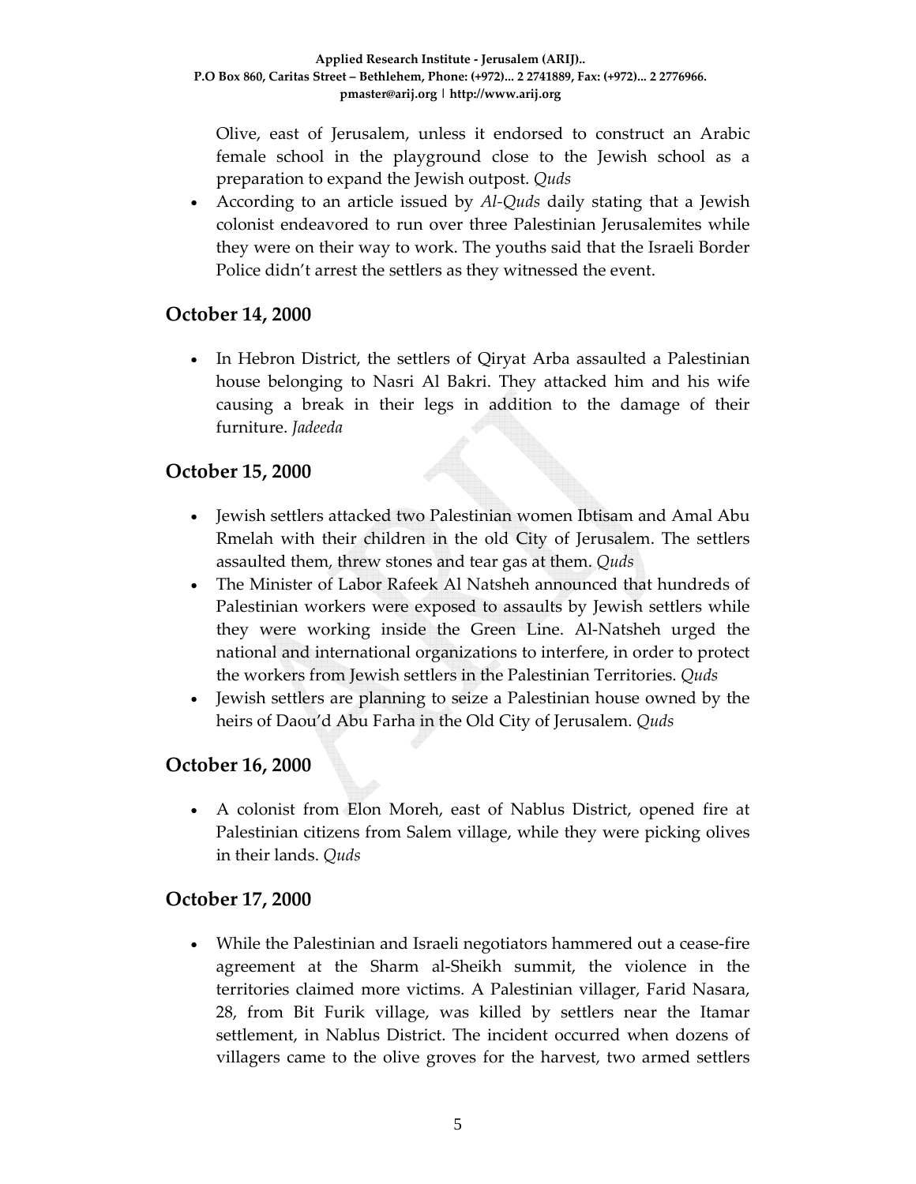Olive, east of Jerusalem, unless it endorsed to construct an Arabic female school in the playground close to the Jewish school as a preparation to expand the Jewish outpost. *Quds*

- According to an article issued by *Al-Quds* daily stating that a Jewish colonist endeavored to run over three Palestinian Jerusalemites while they were on their way to work. The youths said that the Israeli Border Police didn't arrest the settlers as they witnessed the event.

## October 14, 2000

- In Hebron District, the settlers of Qiryat Arba assaulted a Palestinian house belonging to Nasri Al Bakri. They attacked him and his wife causing a break in their legs in addition to the damage of their furniture. *Jadeeda*

## October 15, 2000

- Jewish settlers attacked two Palestinian women Ibtisam and Amal Abu Rmelah with their children in the old City of Jerusalem. The settlers assaulted them, threw stones and tear gas at them. *Quds*
- The Minister of Labor Rafeek Al Natsheh announced that hundreds of Palestinian workers were exposed to assaults by Jewish settlers while they were working inside the Green Line. Al-Natsheh urged the national and international organizations to interfere, in order to protect the workers from Jewish settlers in the Palestinian Territories. *Quds*
- Jewish settlers are planning to seize a Palestinian house owned by the heirs of Daou'd Abu Farha in the Old City of Jerusalem. *Quds*

## October 16, 2000

- A colonist from Elon Moreh, east of Nablus District, opened fire at Palestinian citizens from Salem village, while they were picking olives in their lands. *Quds*

## October 17, 2000

- While the Palestinian and Israeli negotiators hammered out a cease-fire agreement at the Sharm al-Sheikh summit, the violence in the territories claimed more victims. A Palestinian villager, Farid Nasara, 28, from Bit Furik village, was killed by settlers near the Itamar settlement, in Nablus District. The incident occurred when dozens of villagers came to the olive groves for the harvest, two armed settlers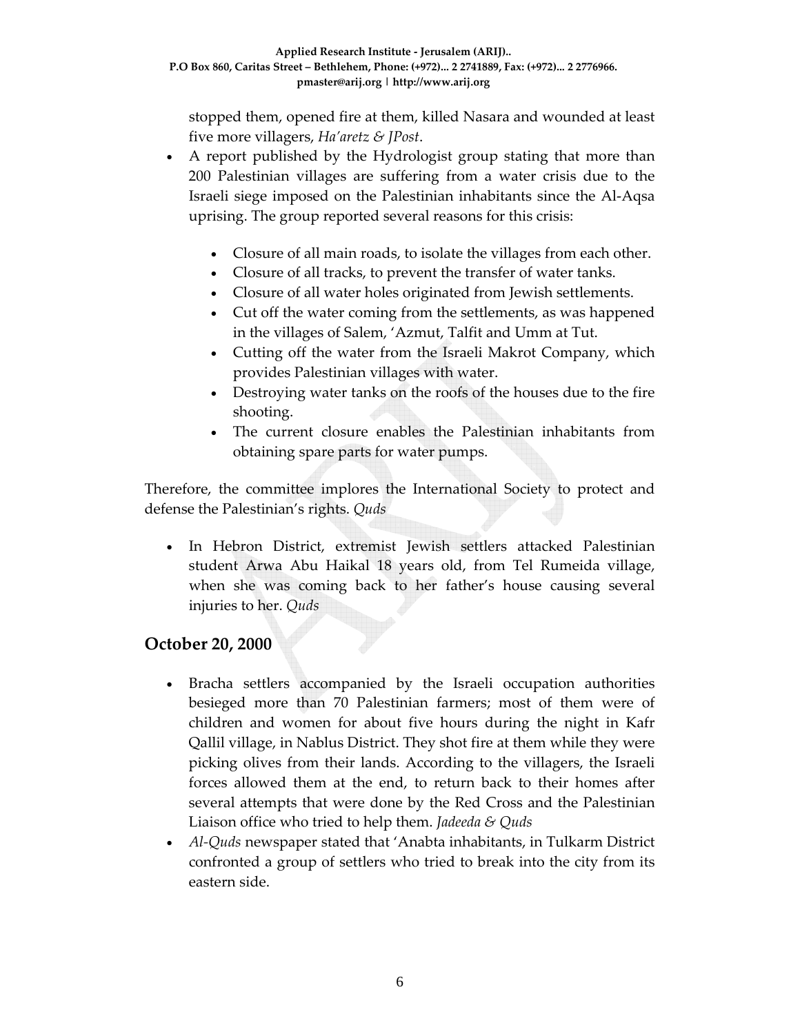stopped them, opened fire at them, killed Nasara and wounded at least five more villagers, *Ha'aretz & JPost*.

- A report published by the Hydrologist group stating that more than 200 Palestinian villages are suffering from a water crisis due to the Israeli siege imposed on the Palestinian inhabitants since the Al-Aqsa uprising. The group reported several reasons for this crisis:

    - Closure of all main roads, to isolate the villages from each other.
    - Closure of all tracks, to prevent the transfer of water tanks.
    - Closure of all water holes originated from Jewish settlements.
    - Cut off the water coming from the settlements, as was happened in the villages of Salem, 'Azmut, Talfit and Umm at Tut.
    - Cutting off the water from the Israeli Makrot Company, which provides Palestinian villages with water.
    - Destroying water tanks on the roofs of the houses due to the fire shooting.
    - The current closure enables the Palestinian inhabitants from obtaining spare parts for water pumps.

Therefore, the committee implores the International Society to protect and defense the Palestinian's rights. *Quds*

- In Hebron District, extremist Jewish settlers attacked Palestinian student Arwa Abu Haikal 18 years old, from Tel Rumeida village, when she was coming back to her father's house causing several injuries to her. *Quds*

## October 20, 2000

- Bracha settlers accompanied by the Israeli occupation authorities besieged more than 70 Palestinian farmers; most of them were of children and women for about five hours during the night in Kafr Qallil village, in Nablus District. They shot fire at them while they were picking olives from their lands. According to the villagers, the Israeli forces allowed them at the end, to return back to their homes after several attempts that were done by the Red Cross and the Palestinian Liaison office who tried to help them. *Jadeeda & Quds*
- *Al-Quds* newspaper stated that 'Anabta inhabitants, in Tulkarm District confronted a group of settlers who tried to break into the city from its eastern side.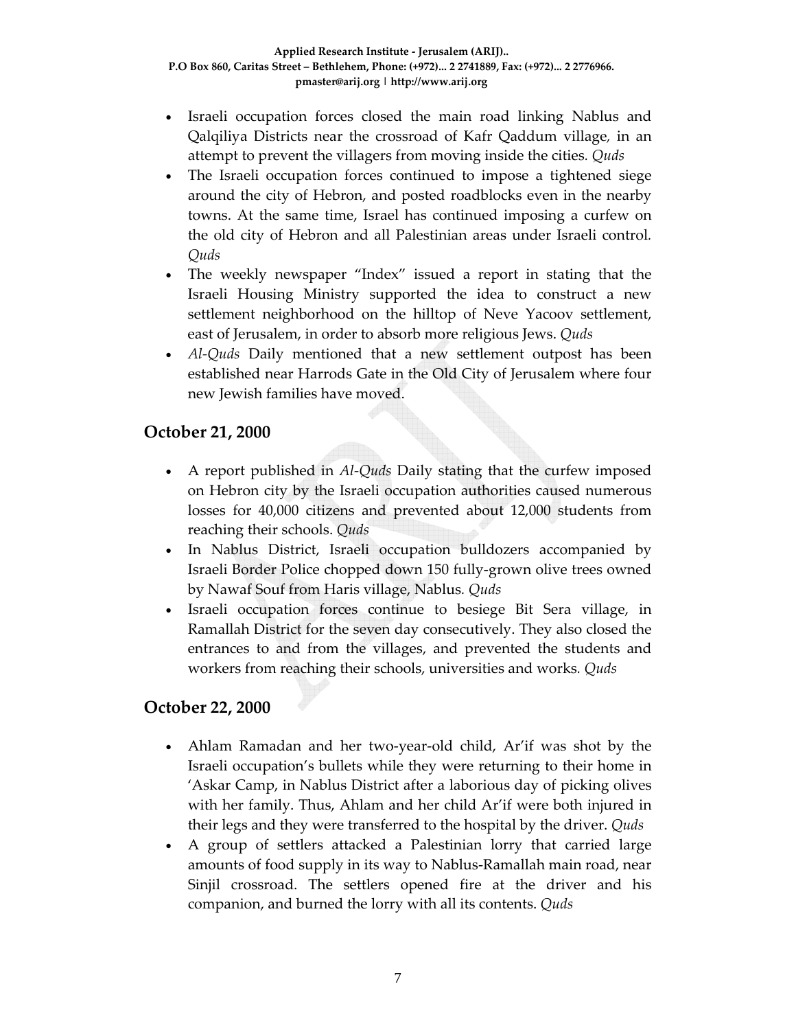- Israeli occupation forces closed the main road linking Nablus and Qalqiliya Districts near the crossroad of Kafr Qaddum village, in an attempt to prevent the villagers from moving inside the cities. *Quds*
- The Israeli occupation forces continued to impose a tightened siege around the city of Hebron, and posted roadblocks even in the nearby towns. At the same time, Israel has continued imposing a curfew on the old city of Hebron and all Palestinian areas under Israeli control. *Quds*
- The weekly newspaper "Index" issued a report in stating that the Israeli Housing Ministry supported the idea to construct a new settlement neighborhood on the hilltop of Neve Yacoov settlement, east of Jerusalem, in order to absorb more religious Jews. *Quds*
- *Al-Quds* Daily mentioned that a new settlement outpost has been established near Harrods Gate in the Old City of Jerusalem where four new Jewish families have moved.

## October 21, 2000

- A report published in *Al-Quds* Daily stating that the curfew imposed on Hebron city by the Israeli occupation authorities caused numerous losses for 40,000 citizens and prevented about 12,000 students from reaching their schools. *Quds*
- In Nablus District, Israeli occupation bulldozers accompanied by Israeli Border Police chopped down 150 fully-grown olive trees owned by Nawaf Souf from Haris village, Nablus. *Quds*
- Israeli occupation forces continue to besiege Bit Sera village, in Ramallah District for the seven day consecutively. They also closed the entrances to and from the villages, and prevented the students and workers from reaching their schools, universities and works. *Quds*

## October 22, 2000

- Ahlam Ramadan and her two-year-old child, Ar'if was shot by the Israeli occupation's bullets while they were returning to their home in 'Askar Camp, in Nablus District after a laborious day of picking olives with her family. Thus, Ahlam and her child Ar'if were both injured in their legs and they were transferred to the hospital by the driver. *Quds*
- A group of settlers attacked a Palestinian lorry that carried large amounts of food supply in its way to Nablus-Ramallah main road, near Sinjil crossroad. The settlers opened fire at the driver and his companion, and burned the lorry with all its contents. *Quds*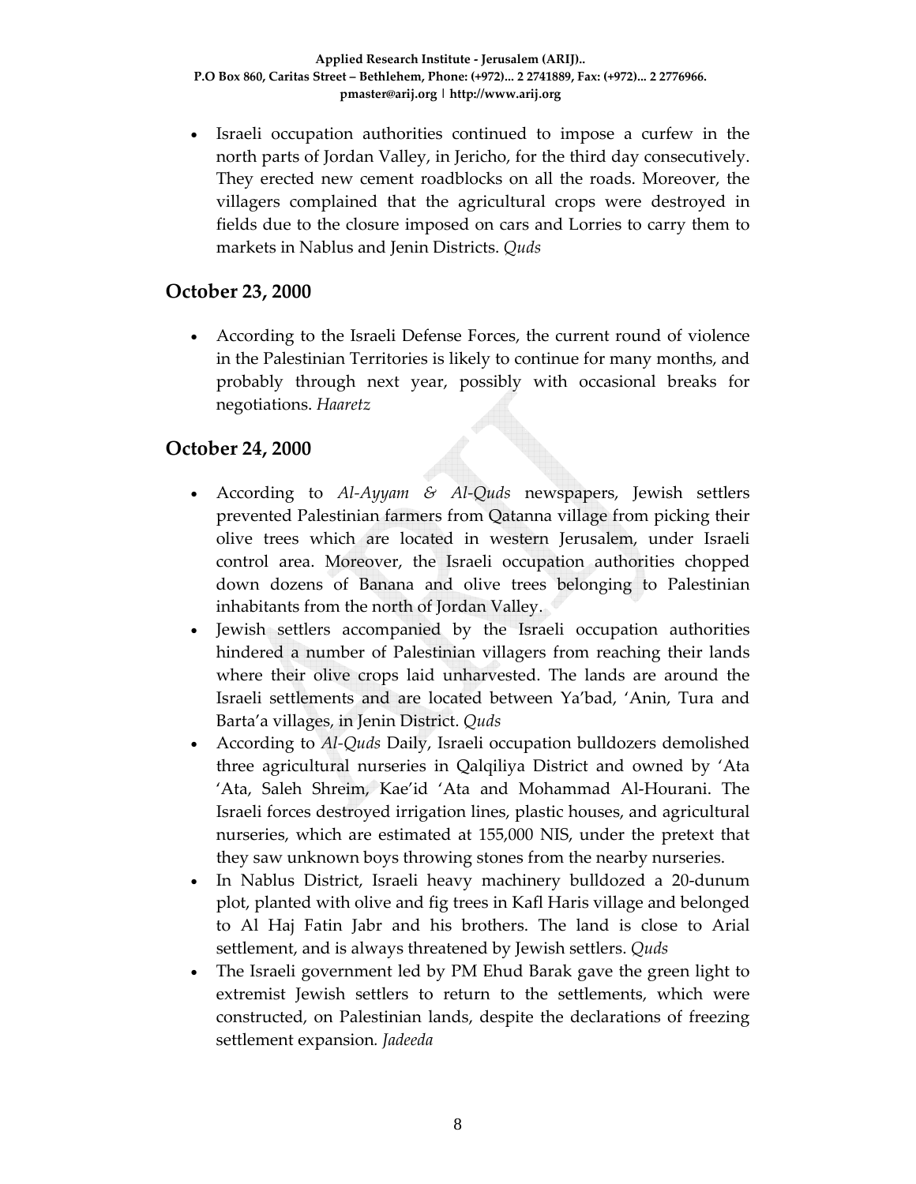- Israeli occupation authorities continued to impose a curfew in the north parts of Jordan Valley, in Jericho, for the third day consecutively. They erected new cement roadblocks on all the roads. Moreover, the villagers complained that the agricultural crops were destroyed in fields due to the closure imposed on cars and Lorries to carry them to markets in Nablus and Jenin Districts. *Quds*

## October 23, 2000

- According to the Israeli Defense Forces, the current round of violence in the Palestinian Territories is likely to continue for many months, and probably through next year, possibly with occasional breaks for negotiations. *Haaretz*

## October 24, 2000

- According to *Al-Ayyam & Al-Quds* newspapers, Jewish settlers prevented Palestinian farmers from Qatanna village from picking their olive trees which are located in western Jerusalem, under Israeli control area. Moreover, the Israeli occupation authorities chopped down dozens of Banana and olive trees belonging to Palestinian inhabitants from the north of Jordan Valley.
- Jewish settlers accompanied by the Israeli occupation authorities hindered a number of Palestinian villagers from reaching their lands where their olive crops laid unharvested. The lands are around the Israeli settlements and are located between Ya'bad, 'Anin, Tura and Barta'a villages, in Jenin District. *Quds*
- According to *Al-Quds* Daily, Israeli occupation bulldozers demolished three agricultural nurseries in Qalqiliya District and owned by 'Ata 'Ata, Saleh Shreim, Kae'id 'Ata and Mohammad Al-Hourani. The Israeli forces destroyed irrigation lines, plastic houses, and agricultural nurseries, which are estimated at 155,000 NIS, under the pretext that they saw unknown boys throwing stones from the nearby nurseries.
- In Nablus District, Israeli heavy machinery bulldozed a 20-dunum plot, planted with olive and fig trees in Kafl Haris village and belonged to Al Haj Fatin Jabr and his brothers. The land is close to Arial settlement, and is always threatened by Jewish settlers. *Quds*
- The Israeli government led by PM Ehud Barak gave the green light to extremist Jewish settlers to return to the settlements, which were constructed, on Palestinian lands, despite the declarations of freezing settlement expansion. *Jadeeda*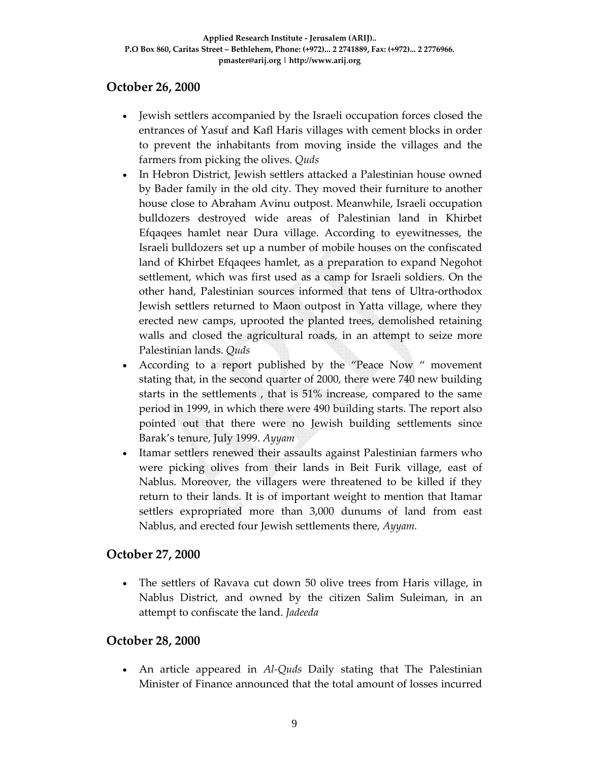## October 26, 2000

- Jewish settlers accompanied by the Israeli occupation forces closed the entrances of Yasuf and Kafl Haris villages with cement blocks in order to prevent the inhabitants from moving inside the villages and the farmers from picking the olives. *Quds*
- In Hebron District, Jewish settlers attacked a Palestinian house owned by Bader family in the old city. They moved their furniture to another house close to Abraham Avinu outpost. Meanwhile, Israeli occupation bulldozers destroyed wide areas of Palestinian land in Khirbet Efqaqees hamlet near Dura village. According to eyewitnesses, the Israeli bulldozers set up a number of mobile houses on the confiscated land of Khirbet Efqaqees hamlet, as a preparation to expand Negohot settlement, which was first used as a camp for Israeli soldiers. On the other hand, Palestinian sources informed that tens of Ultra-orthodox Jewish settlers returned to Maon outpost in Yatta village, where they erected new camps, uprooted the planted trees, demolished retaining walls and closed the agricultural roads, in an attempt to seize more Palestinian lands. *Quds*
- According to a report published by the "Peace Now " movement stating that, in the second quarter of 2000, there were 740 new building starts in the settlements , that is 51% increase, compared to the same period in 1999, in which there were 490 building starts. The report also pointed out that there were no Jewish building settlements since Barak's tenure, July 1999. *Ayyam*
- Itamar settlers renewed their assaults against Palestinian farmers who were picking olives from their lands in Beit Furik village, east of Nablus. Moreover, the villagers were threatened to be killed if they return to their lands. It is of important weight to mention that Itamar settlers expropriated more than 3,000 dunums of land from east Nablus, and erected four Jewish settlements there, *Ayyam.*

## October 27, 2000

- The settlers of Ravava cut down 50 olive trees from Haris village, in Nablus District, and owned by the citizen Salim Suleiman, in an attempt to confiscate the land. *Jadeeda*

## October 28, 2000

- An article appeared in *Al-Quds* Daily stating that The Palestinian Minister of Finance announced that the total amount of losses incurred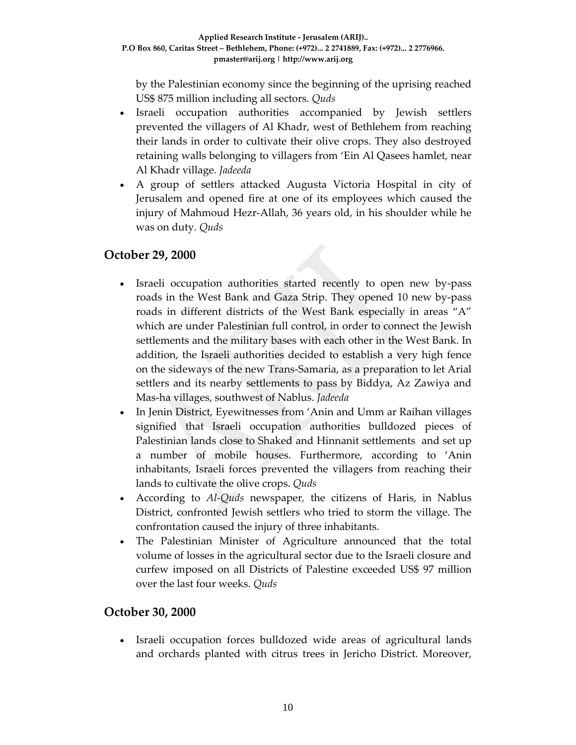by the Palestinian economy since the beginning of the uprising reached US$ 875 million including all sectors. *Quds*

- Israeli occupation authorities accompanied by Jewish settlers prevented the villagers of Al Khadr, west of Bethlehem from reaching their lands in order to cultivate their olive crops. They also destroyed retaining walls belonging to villagers from 'Ein Al Qasees hamlet, near Al Khadr village. *Jadeeda*
- A group of settlers attacked Augusta Victoria Hospital in city of Jerusalem and opened fire at one of its employees which caused the injury of Mahmoud Hezr-Allah, 36 years old, in his shoulder while he was on duty. *Quds*

## October 29, 2000

- Israeli occupation authorities started recently to open new by-pass roads in the West Bank and Gaza Strip. They opened 10 new by-pass roads in different districts of the West Bank especially in areas "A" which are under Palestinian full control, in order to connect the Jewish settlements and the military bases with each other in the West Bank. In addition, the Israeli authorities decided to establish a very high fence on the sideways of the new Trans-Samaria, as a preparation to let Arial settlers and its nearby settlements to pass by Biddya, Az Zawiya and Mas-ha villages, southwest of Nablus. *Jadeeda*
- In Jenin District, Eyewitnesses from 'Anin and Umm ar Raihan villages signified that Israeli occupation authorities bulldozed pieces of Palestinian lands close to Shaked and Hinnanit settlements and set up a number of mobile houses. Furthermore, according to 'Anin inhabitants, Israeli forces prevented the villagers from reaching their lands to cultivate the olive crops. *Quds*
- According to *Al-Quds* newspaper, the citizens of Haris, in Nablus District, confronted Jewish settlers who tried to storm the village. The confrontation caused the injury of three inhabitants.
- The Palestinian Minister of Agriculture announced that the total volume of losses in the agricultural sector due to the Israeli closure and curfew imposed on all Districts of Palestine exceeded US$ 97 million over the last four weeks. *Quds*

## October 30, 2000

- Israeli occupation forces bulldozed wide areas of agricultural lands and orchards planted with citrus trees in Jericho District. Moreover,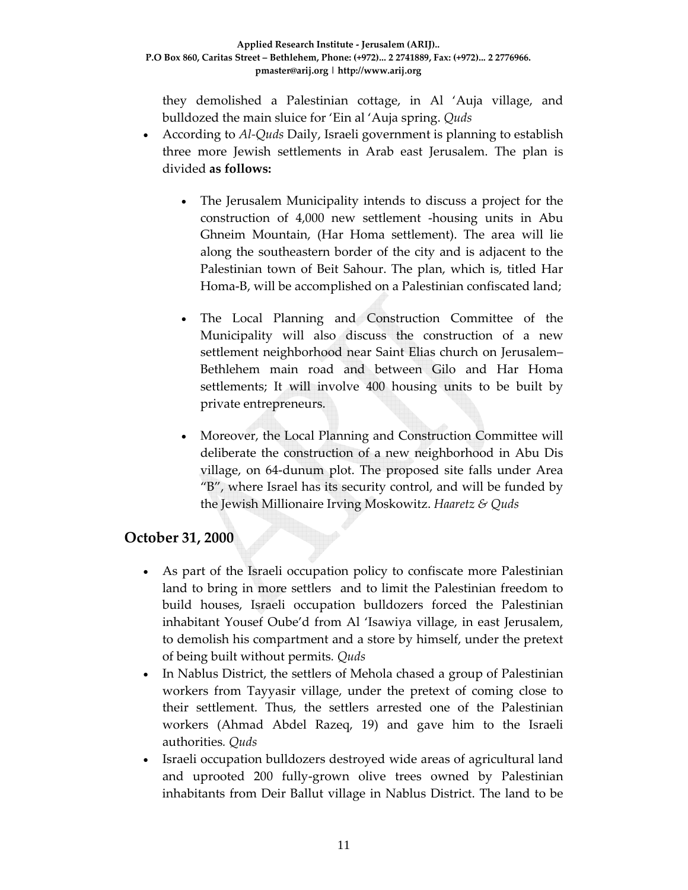they demolished a Palestinian cottage, in Al 'Auja village, and bulldozed the main sluice for 'Ein al 'Auja spring. *Quds*

- According to *Al-Quds* Daily, Israeli government is planning to establish three more Jewish settlements in Arab east Jerusalem. The plan is divided **as follows:**

    - The Jerusalem Municipality intends to discuss a project for the construction of 4,000 new settlement -housing units in Abu Ghneim Mountain, (Har Homa settlement). The area will lie along the southeastern border of the city and is adjacent to the Palestinian town of Beit Sahour. The plan, which is, titled Har Homa-B, will be accomplished on a Palestinian confiscated land;

    - The Local Planning and Construction Committee of the Municipality will also discuss the construction of a new settlement neighborhood near Saint Elias church on Jerusalem–Bethlehem main road and between Gilo and Har Homa settlements; It will involve 400 housing units to be built by private entrepreneurs.

    - Moreover, the Local Planning and Construction Committee will deliberate the construction of a new neighborhood in Abu Dis village, on 64-dunum plot. The proposed site falls under Area "B", where Israel has its security control, and will be funded by the Jewish Millionaire Irving Moskowitz. *Haaretz & Quds*

## October 31, 2000

- As part of the Israeli occupation policy to confiscate more Palestinian land to bring in more settlers and to limit the Palestinian freedom to build houses, Israeli occupation bulldozers forced the Palestinian inhabitant Yousef Oube'd from Al 'Isawiya village, in east Jerusalem, to demolish his compartment and a store by himself, under the pretext of being built without permits. *Quds*
- In Nablus District, the settlers of Mehola chased a group of Palestinian workers from Tayyasir village, under the pretext of coming close to their settlement. Thus, the settlers arrested one of the Palestinian workers (Ahmad Abdel Razeq, 19) and gave him to the Israeli authorities. *Quds*
- Israeli occupation bulldozers destroyed wide areas of agricultural land and uprooted 200 fully-grown olive trees owned by Palestinian inhabitants from Deir Ballut village in Nablus District. The land to be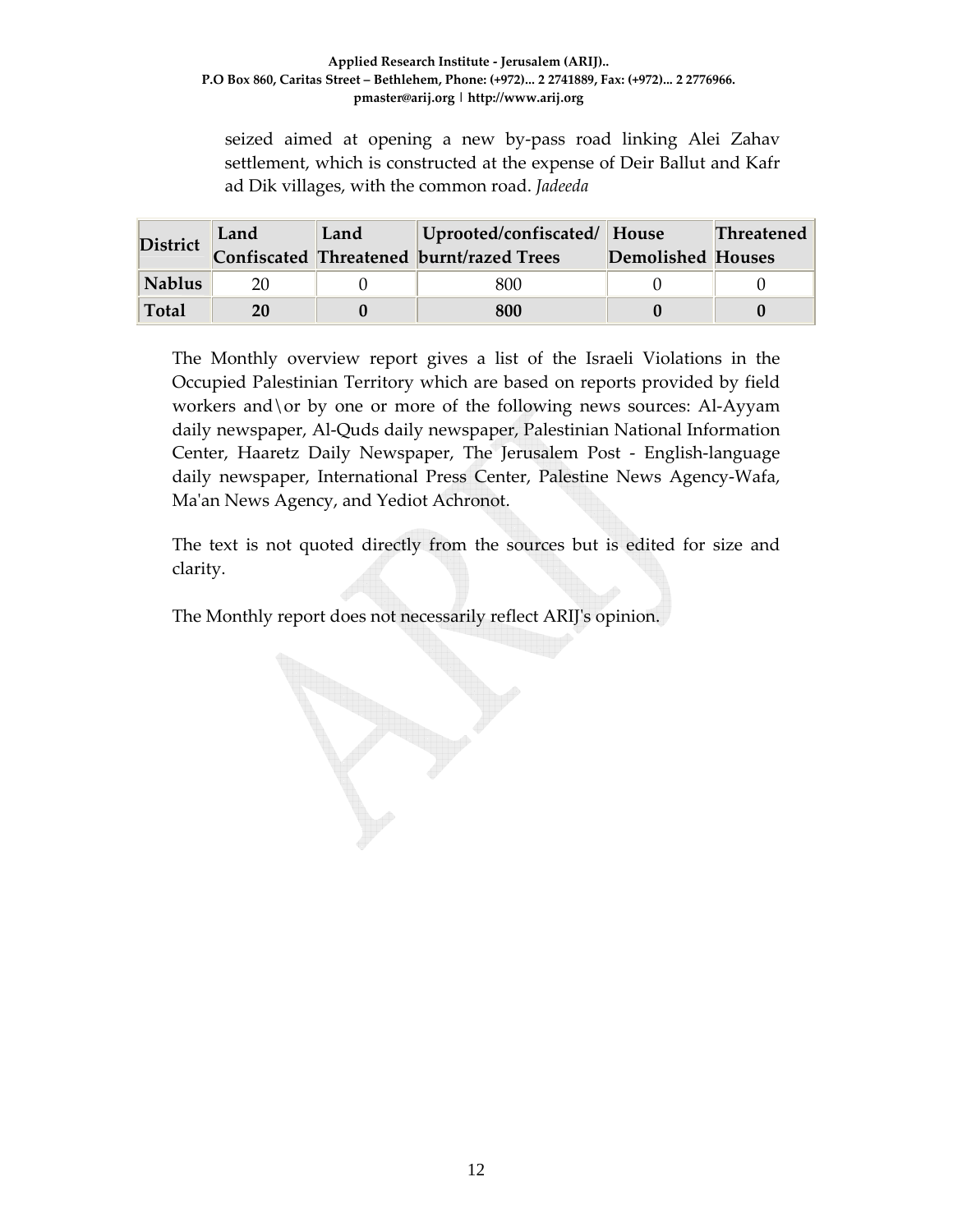seized aimed at opening a new by-pass road linking Alei Zahav settlement, which is constructed at the expense of Deir Ballut and Kafr ad Dik villages, with the common road. *Jadeeda*

| District | Land Confiscated | Land Threatened | Uprooted/confiscated/ burnt/razed Trees | House Demolished | Threatened Houses |
|---|---|---|---|---|---|
| **Nablus** | 20 | 0 | 800 | 0 | 0 |
| **Total** | **20** | **0** | **800** | **0** | **0** |

The Monthly overview report gives a list of the Israeli Violations in the Occupied Palestinian Territory which are based on reports provided by field workers and\or by one or more of the following news sources: Al-Ayyam daily newspaper, Al-Quds daily newspaper, Palestinian National Information Center, Haaretz Daily Newspaper, The Jerusalem Post - English-language daily newspaper, International Press Center, Palestine News Agency-Wafa, Ma'an News Agency, and Yediot Achronot.

The text is not quoted directly from the sources but is edited for size and clarity.

The Monthly report does not necessarily reflect ARIJ's opinion.